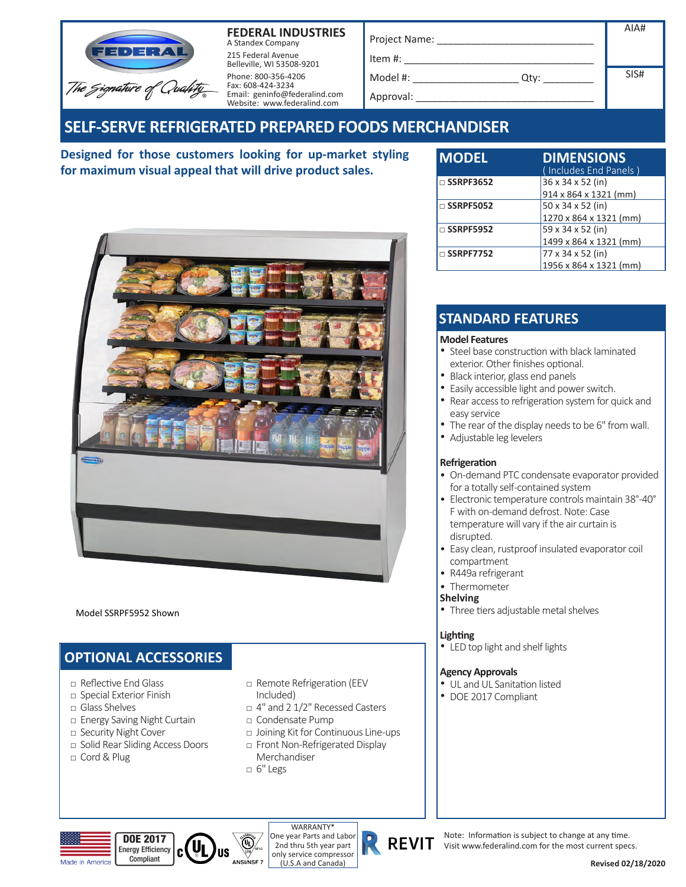**FEDERAL INDUSTRIES**
A Standex Company
215 Federal Avenue
Belleville, WI 53508-9201
Phone: 800-356-4206
Fax: 608-424-3234
Email: geninfo@federalind.com
Website: www.federalind.com

Project Name: ___________________________
Item #: ___________________________
Model #: ___________________ Qty: _________
Approval: ___________________________

AIA#

SIS#

# SELF-SERVE REFRIGERATED PREPARED FOODS MERCHANDISER

**Designed for those customers looking for up-market styling for maximum visual appeal that will drive product sales.**

Model SSRPF5952 Shown

| MODEL | DIMENSIONS ( Includes End Panels ) |
|---|---|
| □ SSRPF3652 | 36 x 34 x 52 (in) 914 x 864 x 1321 (mm) |
| □ SSRPF5052 | 50 x 34 x 52 (in) 1270 x 864 x 1321 (mm) |
| □ SSRPF5952 | 59 x 34 x 52 (in) 1499 x 864 x 1321 (mm) |
| □ SSRPF7752 | 77 x 34 x 52 (in) 1956 x 864 x 1321 (mm) |

## STANDARD FEATURES

### Model Features

- Steel base construction with black laminated exterior. Other finishes optional.
- Black interior, glass end panels
- Easily accessible light and power switch.
- Rear access to refrigeration system for quick and easy service
- The rear of the display needs to be 6" from wall.
- Adjustable leg levelers

### Refrigeration

- On-demand PTC condensate evaporator provided for a totally self-contained system
- Electronic temperature controls maintain 38°-40° F with on-demand defrost. Note: Case temperature will vary if the air curtain is disrupted.
- Easy clean, rustproof insulated evaporator coil compartment
- R449a refrigerant
- Thermometer

### Shelving

- Three tiers adjustable metal shelves

### Lighting

- LED top light and shelf lights

### Agency Approvals

- UL and UL Sanitation listed
- DOE 2017 Compliant

## OPTIONAL ACCESSORIES

- □ Reflective End Glass
- □ Special Exterior Finish
- □ Glass Shelves
- □ Energy Saving Night Curtain
- □ Security Night Cover
- □ Solid Rear Sliding Access Doors
- □ Cord & Plug
- □ Remote Refrigeration (EEV Included)
- □ 4" and 2 1/2" Recessed Casters
- □ Condensate Pump
- □ Joining Kit for Continuous Line-ups
- □ Front Non-Refrigerated Display Merchandiser
- □ 6" Legs

Made in America | DOE 2017 Energy Efficiency Compliant | c UL us | ANSI/NSF 7

WARRANTY*
One year Parts and Labor
2nd thru 5th year part only service compressor
(U.S.A and Canada)

REVIT

Note: Information is subject to change at any time.
Visit www.federalind.com for the most current specs.

**Revised 02/18/2020**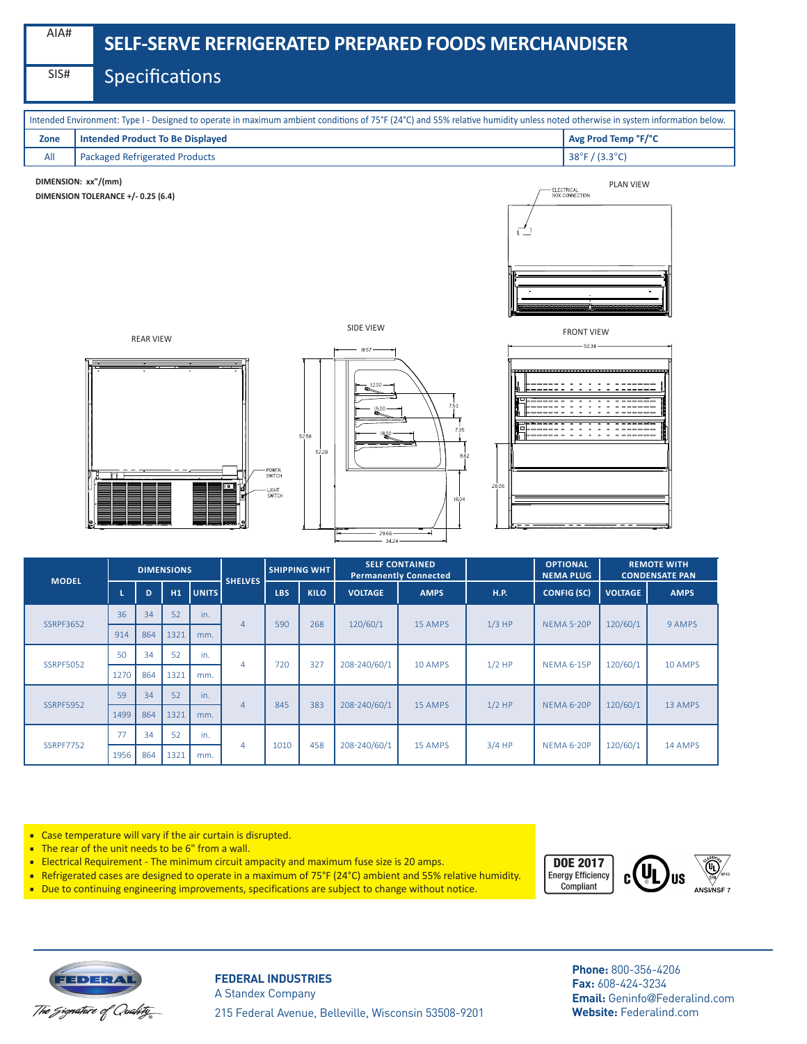| AIA# | SELF-SERVE REFRIGERATED PREPARED FOODS MERCHANDISER |
|---|---|
| SIS# | Specifications |

Intended Environment: Type I - Designed to operate in maximum ambient conditions of 75°F (24°C) and 55% relative humidity unless noted otherwise in system information below.

| Zone | Intended Product To Be Displayed | Avg Prod Temp °F/°C |
|---|---|---|
| All | Packaged Refrigerated Products | 38°F / (3.3°C) |

**DIMENSION: xx"/(mm)**

**DIMENSION TOLERANCE +/- 0.25 (6.4)**

PLAN VIEW

ELECTRICAL BOX CONNECTION

REAR VIEW

POWER SWITCH

LIGHT SWITCH

SIDE VIEW

18.57

12.00

15.00

18.00

7.53

7.35

8.62

18.04

52.56

52.28

29.66

34.24

FRONT VIEW

50.34

26.06

| MODEL | DIMENSIONS | | | | SHELVES | SHIPPING WHT | | SELF CONTAINED Permanently Connected | | | OPTIONAL NEMA PLUG | REMOTE WITH CONDENSATE PAN | |
|---|---|---|---|---|---|---|---|---|---|---|---|---|---|
| | L | D | H1 | UNITS | | LBS | KILO | VOLTAGE | AMPS | H.P. | CONFIG (SC) | VOLTAGE | AMPS |
| SSRPF3652 | 36 | 34 | 52 | in. | 4 | 590 | 268 | 120/60/1 | 15 AMPS | 1/3 HP | NEMA 5-20P | 120/60/1 | 9 AMPS |
| | 914 | 864 | 1321 | mm. | | | | | | | | | |
| SSRPF5052 | 50 | 34 | 52 | in. | 4 | 720 | 327 | 208-240/60/1 | 10 AMPS | 1/2 HP | NEMA 6-15P | 120/60/1 | 10 AMPS |
| | 1270 | 864 | 1321 | mm. | | | | | | | | | |
| SSRPF5952 | 59 | 34 | 52 | in. | 4 | 845 | 383 | 208-240/60/1 | 15 AMPS | 1/2 HP | NEMA 6-20P | 120/60/1 | 13 AMPS |
| | 1499 | 864 | 1321 | mm. | | | | | | | | | |
| SSRPF7752 | 77 | 34 | 52 | in. | 4 | 1010 | 458 | 208-240/60/1 | 15 AMPS | 3/4 HP | NEMA 6-20P | 120/60/1 | 14 AMPS |
| | 1956 | 864 | 1321 | mm. | | | | | | | | | |

- Case temperature will vary if the air curtain is disrupted.
- The rear of the unit needs to be 6" from a wall.
- Electrical Requirement - The minimum circuit ampacity and maximum fuse size is 20 amps.
- Refrigerated cases are designed to operate in a maximum of 75°F (24°C) ambient and 55% relative humidity.
- Due to continuing engineering improvements, specifications are subject to change without notice.

DOE 2017 Energy Efficiency Compliant

c UL US

ANSI/NSF 7

FEDERAL — The Signature of Quality

**FEDERAL INDUSTRIES**
A Standex Company
215 Federal Avenue, Belleville, Wisconsin 53508-9201

**Phone:** 800-356-4206
**Fax:** 608-424-3234
**Email:** Geninfo@Federalind.com
**Website:** Federalind.com